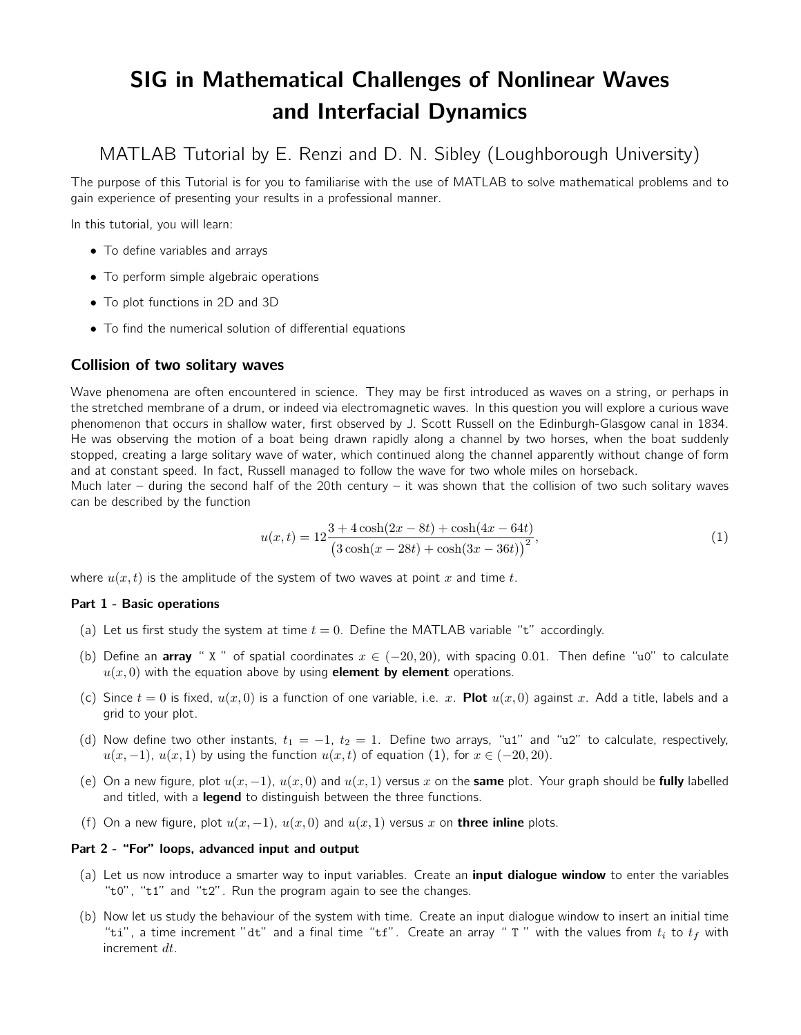# SIG in Mathematical Challenges of Nonlinear Waves and Interfacial Dynamics

## MATLAB Tutorial by E. Renzi and D. N. Sibley (Loughborough University)

The purpose of this Tutorial is for you to familiarise with the use of MATLAB to solve mathematical problems and to gain experience of presenting your results in a professional manner.

In this tutorial, you will learn:

- To define variables and arrays
- To perform simple algebraic operations
- To plot functions in 2D and 3D
- To find the numerical solution of differential equations

### Collision of two solitary waves

Wave phenomena are often encountered in science. They may be first introduced as waves on a string, or perhaps in the stretched membrane of a drum, or indeed via electromagnetic waves. In this question you will explore a curious wave phenomenon that occurs in shallow water, first observed by J. Scott Russell on the Edinburgh-Glasgow canal in 1834. He was observing the motion of a boat being drawn rapidly along a channel by two horses, when the boat suddenly stopped, creating a large solitary wave of water, which continued along the channel apparently without change of form and at constant speed. In fact, Russell managed to follow the wave for two whole miles on horseback.
Much later – during the second half of the 20th century – it was shown that the collision of two such solitary waves can be described by the function

$$u(x,t) = 12\frac{3 + 4\cosh(2x - 8t) + \cosh(4x - 64t)}{\big(3\cosh(x - 28t) + \cosh(3x - 36t)\big)^2}, \tag{1}$$

where $u(x,t)$ is the amplitude of the system of two waves at point $x$ and time $t$.

**Part 1 - Basic operations**

(a) Let us first study the system at time $t = 0$. Define the MATLAB variable "`t`" accordingly.

(b) Define an **array** " `X` " of spatial coordinates $x \in (-20, 20)$, with spacing 0.01. Then define "`u0`" to calculate $u(x,0)$ with the equation above by using **element by element** operations.

(c) Since $t = 0$ is fixed, $u(x,0)$ is a function of one variable, i.e. $x$. **Plot** $u(x,0)$ against $x$. Add a title, labels and a grid to your plot.

(d) Now define two other instants, $t_1 = -1$, $t_2 = 1$. Define two arrays, "`u1`" and "`u2`" to calculate, respectively, $u(x,-1)$, $u(x,1)$ by using the function $u(x,t)$ of equation (1), for $x \in (-20, 20)$.

(e) On a new figure, plot $u(x,-1)$, $u(x,0)$ and $u(x,1)$ versus $x$ on the **same** plot. Your graph should be **fully** labelled and titled, with a **legend** to distinguish between the three functions.

(f) On a new figure, plot $u(x,-1)$, $u(x,0)$ and $u(x,1)$ versus $x$ on **three inline** plots.

**Part 2 - "For" loops, advanced input and output**

(a) Let us now introduce a smarter way to input variables. Create an **input dialogue window** to enter the variables "`t0`", "`t1`" and "`t2`". Run the program again to see the changes.

(b) Now let us study the behaviour of the system with time. Create an input dialogue window to insert an initial time "`ti`", a time increment "`dt`" and a final time "`tf`". Create an array " `T` " with the values from $t_i$ to $t_f$ with increment $dt$.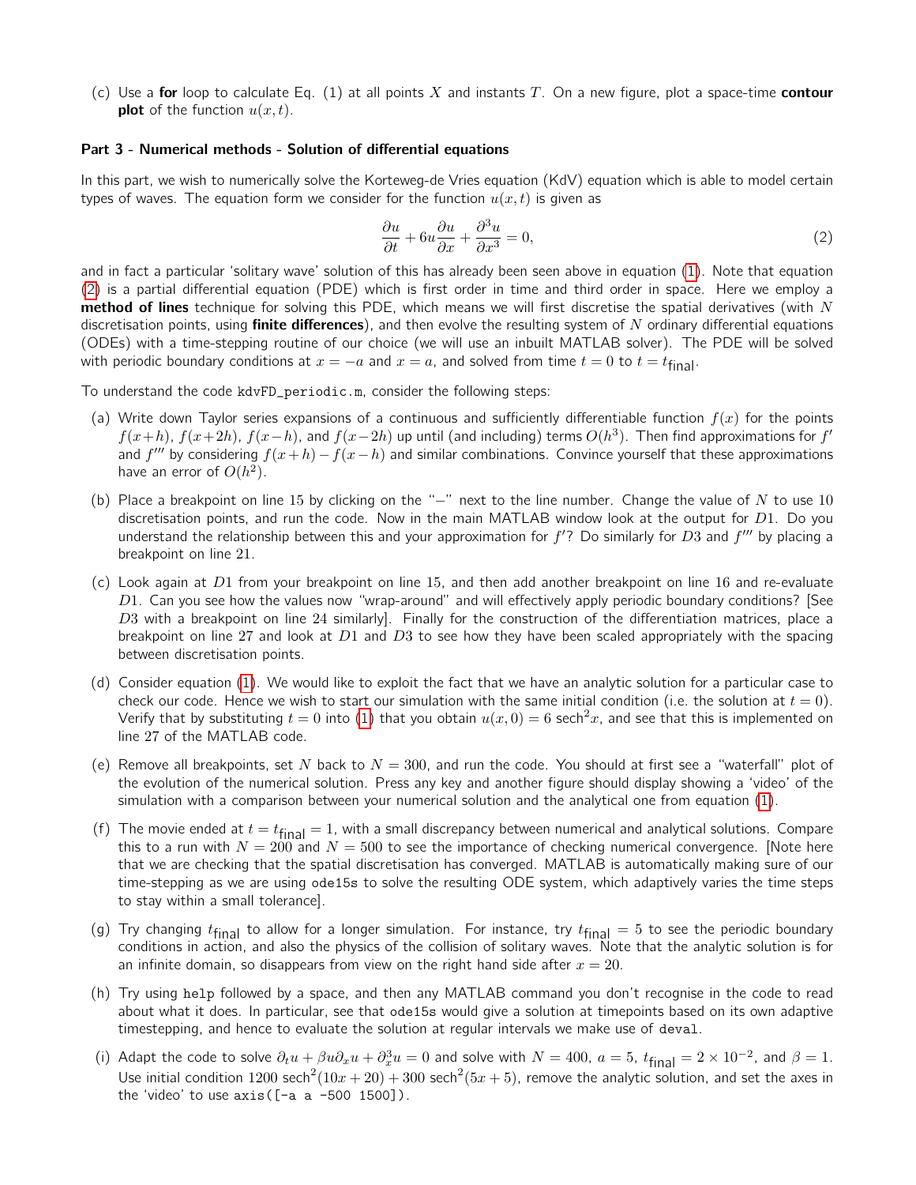(c) Use a **for** loop to calculate Eq. (1) at all points $X$ and instants $T$. On a new figure, plot a space-time **contour plot** of the function $u(x,t)$.

### Part 3 - Numerical methods - Solution of differential equations

In this part, we wish to numerically solve the Korteweg-de Vries equation (KdV) equation which is able to model certain types of waves. The equation form we consider for the function $u(x,t)$ is given as

$$\frac{\partial u}{\partial t} + 6u\frac{\partial u}{\partial x} + \frac{\partial^3 u}{\partial x^3} = 0, \tag{2}$$

and in fact a particular 'solitary wave' solution of this has already been seen above in equation (1). Note that equation (2) is a partial differential equation (PDE) which is first order in time and third order in space. Here we employ a **method of lines** technique for solving this PDE, which means we will first discretise the spatial derivatives (with $N$ discretisation points, using **finite differences**), and then evolve the resulting system of $N$ ordinary differential equations (ODEs) with a time-stepping routine of our choice (we will use an inbuilt MATLAB solver). The PDE will be solved with periodic boundary conditions at $x=-a$ and $x=a$, and solved from time $t=0$ to $t=t_{\text{final}}$.

To understand the code `kdvFD_periodic.m`, consider the following steps:

(a) Write down Taylor series expansions of a continuous and sufficiently differentiable function $f(x)$ for the points $f(x+h)$, $f(x+2h)$, $f(x-h)$, and $f(x-2h)$ up until (and including) terms $O(h^3)$. Then find approximations for $f'$ and $f'''$ by considering $f(x+h)-f(x-h)$ and similar combinations. Convince yourself that these approximations have an error of $O(h^2)$.

(b) Place a breakpoint on line 15 by clicking on the "–" next to the line number. Change the value of $N$ to use 10 discretisation points, and run the code. Now in the main MATLAB window look at the output for $D1$. Do you understand the relationship between this and your approximation for $f'$? Do similarly for $D3$ and $f'''$ by placing a breakpoint on line 21.

(c) Look again at $D1$ from your breakpoint on line 15, and then add another breakpoint on line 16 and re-evaluate $D1$. Can you see how the values now "wrap-around" and will effectively apply periodic boundary conditions? [See $D3$ with a breakpoint on line 24 similarly]. Finally for the construction of the differentiation matrices, place a breakpoint on line 27 and look at $D1$ and $D3$ to see how they have been scaled appropriately with the spacing between discretisation points.

(d) Consider equation (1). We would like to exploit the fact that we have an analytic solution for a particular case to check our code. Hence we wish to start our simulation with the same initial condition (i.e. the solution at $t=0$). Verify that by substituting $t=0$ into (1) that you obtain $u(x,0) = 6\,\text{sech}^2 x$, and see that this is implemented on line 27 of the MATLAB code.

(e) Remove all breakpoints, set $N$ back to $N=300$, and run the code. You should at first see a "waterfall" plot of the evolution of the numerical solution. Press any key and another figure should display showing a 'video' of the simulation with a comparison between your numerical solution and the analytical one from equation (1).

(f) The movie ended at $t=t_{\text{final}}=1$, with a small discrepancy between numerical and analytical solutions. Compare this to a run with $N=200$ and $N=500$ to see the importance of checking numerical convergence. [Note here that we are checking that the spatial discretisation has converged. MATLAB is automatically making sure of our time-stepping as we are using `ode15s` to solve the resulting ODE system, which adaptively varies the time steps to stay within a small tolerance].

(g) Try changing $t_{\text{final}}$ to allow for a longer simulation. For instance, try $t_{\text{final}}=5$ to see the periodic boundary conditions in action, and also the physics of the collision of solitary waves. Note that the analytic solution is for an infinite domain, so disappears from view on the right hand side after $x=20$.

(h) Try using `help` followed by a space, and then any MATLAB command you don't recognise in the code to read about what it does. In particular, see that `ode15s` would give a solution at timepoints based on its own adaptive timestepping, and hence to evaluate the solution at regular intervals we make use of `deval`.

(i) Adapt the code to solve $\partial_t u + \beta u \partial_x u + \partial_x^3 u = 0$ and solve with $N=400$, $a=5$, $t_{\text{final}} = 2\times 10^{-2}$, and $\beta=1$. Use initial condition $1200\,\text{sech}^2(10x+20) + 300\,\text{sech}^2(5x+5)$, remove the analytic solution, and set the axes in the 'video' to use `axis([-a a -500 1500])`.